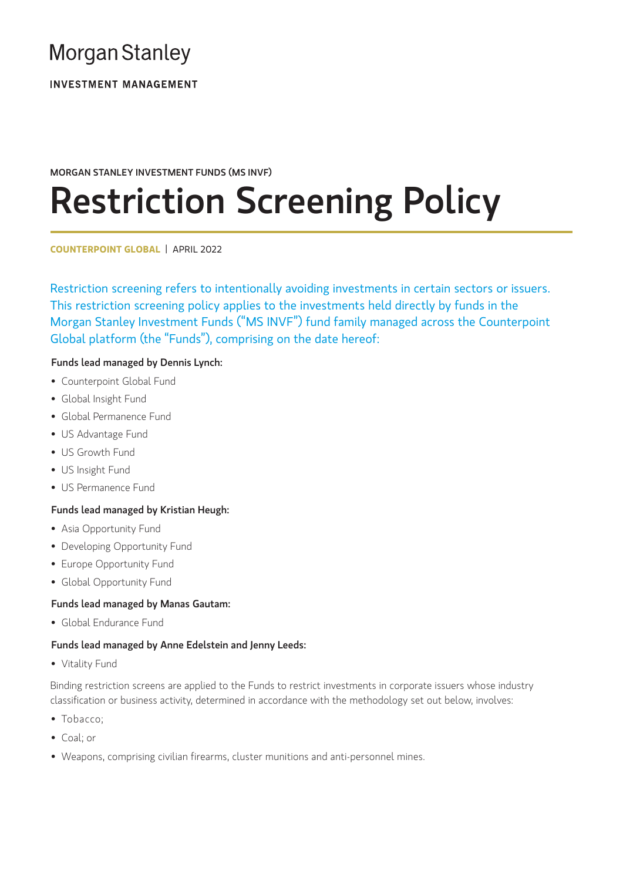Morgan Stanley

INVESTMENT MANAGEMENT

MORGAN STANLEY INVESTMENT FUNDS (MS INVF)

# Restriction Screening Policy

**COUNTERPOINT GLOBAL** | APRIL 2022

Restriction screening refers to intentionally avoiding investments in certain sectors or issuers. This restriction screening policy applies to the investments held directly by funds in the Morgan Stanley Investment Funds ("MS INVF") fund family managed across the Counterpoint Global platform (the "Funds"), comprising on the date hereof:

**Funds lead managed by Dennis Lynch:**

- Counterpoint Global Fund
- Global Insight Fund
- Global Permanence Fund
- US Advantage Fund
- US Growth Fund
- US Insight Fund
- US Permanence Fund

**Funds lead managed by Kristian Heugh:**

- Asia Opportunity Fund
- Developing Opportunity Fund
- Europe Opportunity Fund
- Global Opportunity Fund

**Funds lead managed by Manas Gautam:**

- Global Endurance Fund

**Funds lead managed by Anne Edelstein and Jenny Leeds:**

- Vitality Fund

Binding restriction screens are applied to the Funds to restrict investments in corporate issuers whose industry classification or business activity, determined in accordance with the methodology set out below, involves:

- Tobacco;
- Coal; or
- Weapons, comprising civilian firearms, cluster munitions and anti-personnel mines.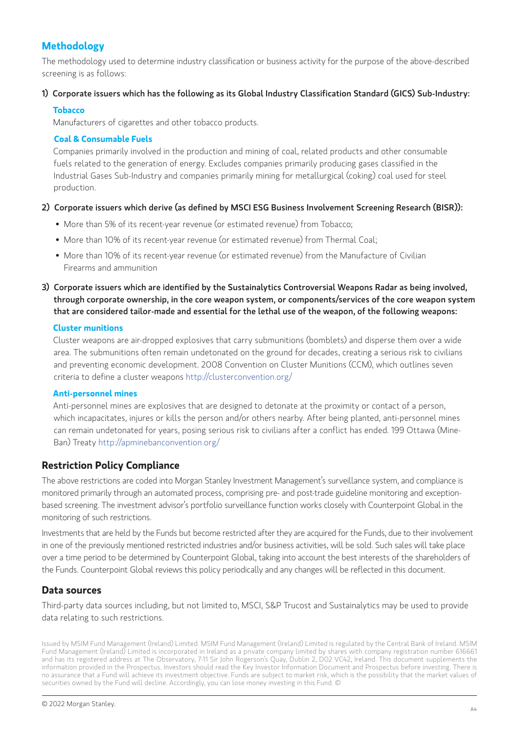## Methodology

The methodology used to determine industry classification or business activity for the purpose of the above-described screening is as follows:

**1) Corporate issuers which has the following as its Global Industry Classification Standard (GICS) Sub-Industry:**

### Tobacco

Manufacturers of cigarettes and other tobacco products.

### Coal & Consumable Fuels

Companies primarily involved in the production and mining of coal, related products and other consumable fuels related to the generation of energy. Excludes companies primarily producing gases classified in the Industrial Gases Sub-Industry and companies primarily mining for metallurgical (coking) coal used for steel production.

**2) Corporate issuers which derive (as defined by MSCI ESG Business Involvement Screening Research (BISR)):**

- More than 5% of its recent-year revenue (or estimated revenue) from Tobacco;
- More than 10% of its recent-year revenue (or estimated revenue) from Thermal Coal;
- More than 10% of its recent-year revenue (or estimated revenue) from the Manufacture of Civilian Firearms and ammunition

**3) Corporate issuers which are identified by the Sustainalytics Controversial Weapons Radar as being involved, through corporate ownership, in the core weapon system, or components/services of the core weapon system that are considered tailor-made and essential for the lethal use of the weapon, of the following weapons:**

### Cluster munitions

Cluster weapons are air-dropped explosives that carry submunitions (bomblets) and disperse them over a wide area. The submunitions often remain undetonated on the ground for decades, creating a serious risk to civilians and preventing economic development. 2008 Convention on Cluster Munitions (CCM), which outlines seven criteria to define a cluster weapons http://clusterconvention.org/

### Anti-personnel mines

Anti-personnel mines are explosives that are designed to detonate at the proximity or contact of a person, which incapacitates, injures or kills the person and/or others nearby. After being planted, anti-personnel mines can remain undetonated for years, posing serious risk to civilians after a conflict has ended. 199 Ottawa (Mine-Ban) Treaty http://apminebanconvention.org/

## Restriction Policy Compliance

The above restrictions are coded into Morgan Stanley Investment Management's surveillance system, and compliance is monitored primarily through an automated process, comprising pre- and post-trade guideline monitoring and exception-based screening. The investment advisor's portfolio surveillance function works closely with Counterpoint Global in the monitoring of such restrictions.

Investments that are held by the Funds but become restricted after they are acquired for the Funds, due to their involvement in one of the previously mentioned restricted industries and/or business activities, will be sold. Such sales will take place over a time period to be determined by Counterpoint Global, taking into account the best interests of the shareholders of the Funds. Counterpoint Global reviews this policy periodically and any changes will be reflected in this document.

## Data sources

Third-party data sources including, but not limited to, MSCI, S&P Trucost and Sustainalytics may be used to provide data relating to such restrictions.

Issued by MSIM Fund Management (Ireland) Limited. MSIM Fund Management (Ireland) Limited is regulated by the Central Bank of Ireland. MSIM Fund Management (Ireland) Limited is incorporated in Ireland as a private company limited by shares with company registration number 616661 and has its registered address at The Observatory, 7-11 Sir John Rogerson's Quay, Dublin 2, D02 VC42, Ireland. This document supplements the information provided in the Prospectus. Investors should read the Key Investor Information Document and Prospectus before investing. There is no assurance that a Fund will achieve its investment objective. Funds are subject to market risk, which is the possibility that the market values of securities owned by the Fund will decline. Accordingly, you can lose money investing in this Fund. ©

© 2022 Morgan Stanley.